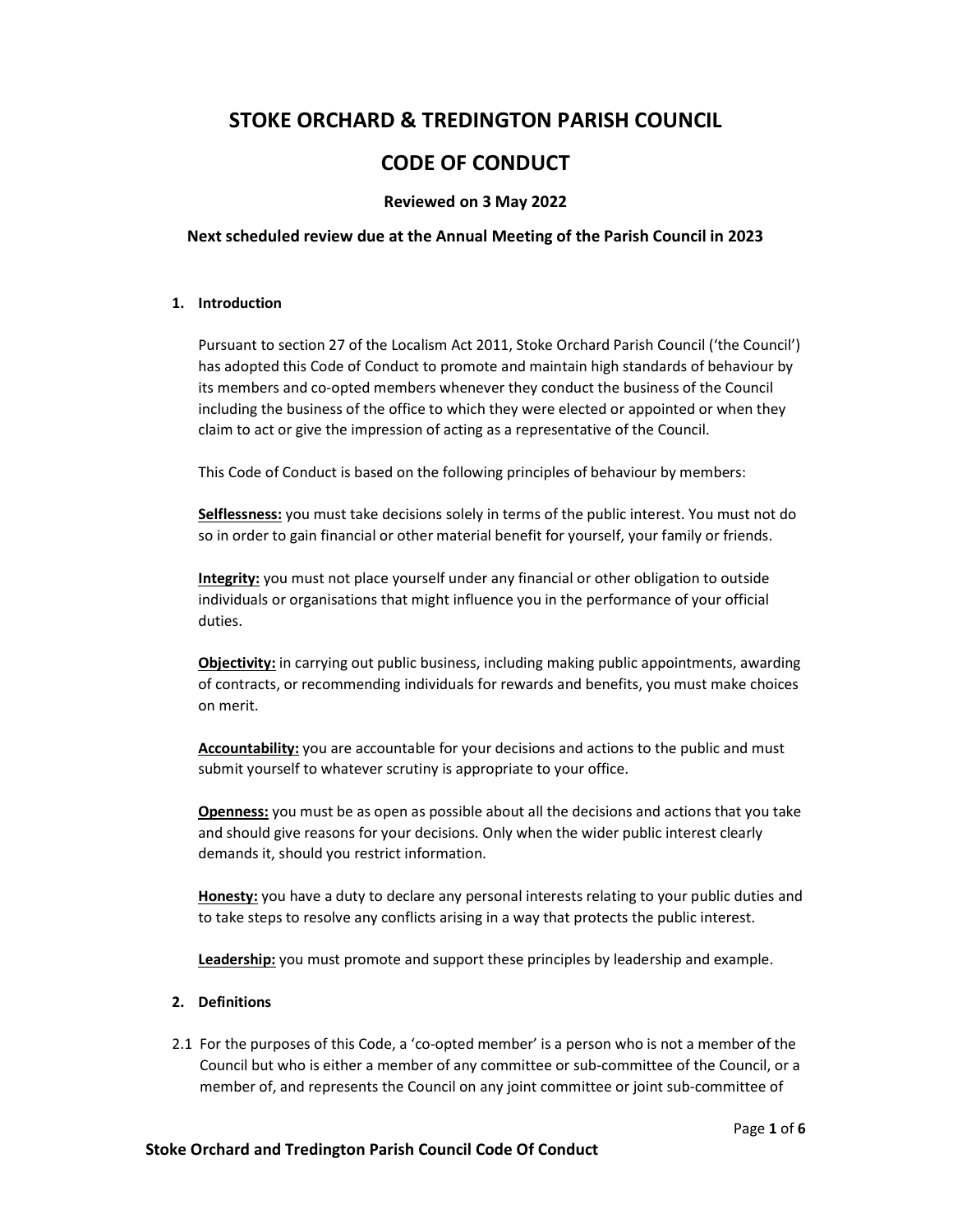# STOKE ORCHARD & TREDINGTON PARISH COUNCIL

# CODE OF CONDUCT

**Reviewed on 3 May 2022**

**Next scheduled review due at the Annual Meeting of the Parish Council in 2023**

## 1. Introduction

Pursuant to section 27 of the Localism Act 2011, Stoke Orchard Parish Council ('the Council') has adopted this Code of Conduct to promote and maintain high standards of behaviour by its members and co-opted members whenever they conduct the business of the Council including the business of the office to which they were elected or appointed or when they claim to act or give the impression of acting as a representative of the Council.

This Code of Conduct is based on the following principles of behaviour by members:

**Selflessness:** you must take decisions solely in terms of the public interest. You must not do so in order to gain financial or other material benefit for yourself, your family or friends.

**Integrity:** you must not place yourself under any financial or other obligation to outside individuals or organisations that might influence you in the performance of your official duties.

**Objectivity:** in carrying out public business, including making public appointments, awarding of contracts, or recommending individuals for rewards and benefits, you must make choices on merit.

**Accountability:** you are accountable for your decisions and actions to the public and must submit yourself to whatever scrutiny is appropriate to your office.

**Openness:** you must be as open as possible about all the decisions and actions that you take and should give reasons for your decisions. Only when the wider public interest clearly demands it, should you restrict information.

**Honesty:** you have a duty to declare any personal interests relating to your public duties and to take steps to resolve any conflicts arising in a way that protects the public interest.

**Leadership:** you must promote and support these principles by leadership and example.

## 2. Definitions

2.1 For the purposes of this Code, a 'co-opted member' is a person who is not a member of the Council but who is either a member of any committee or sub-committee of the Council, or a member of, and represents the Council on any joint committee or joint sub-committee of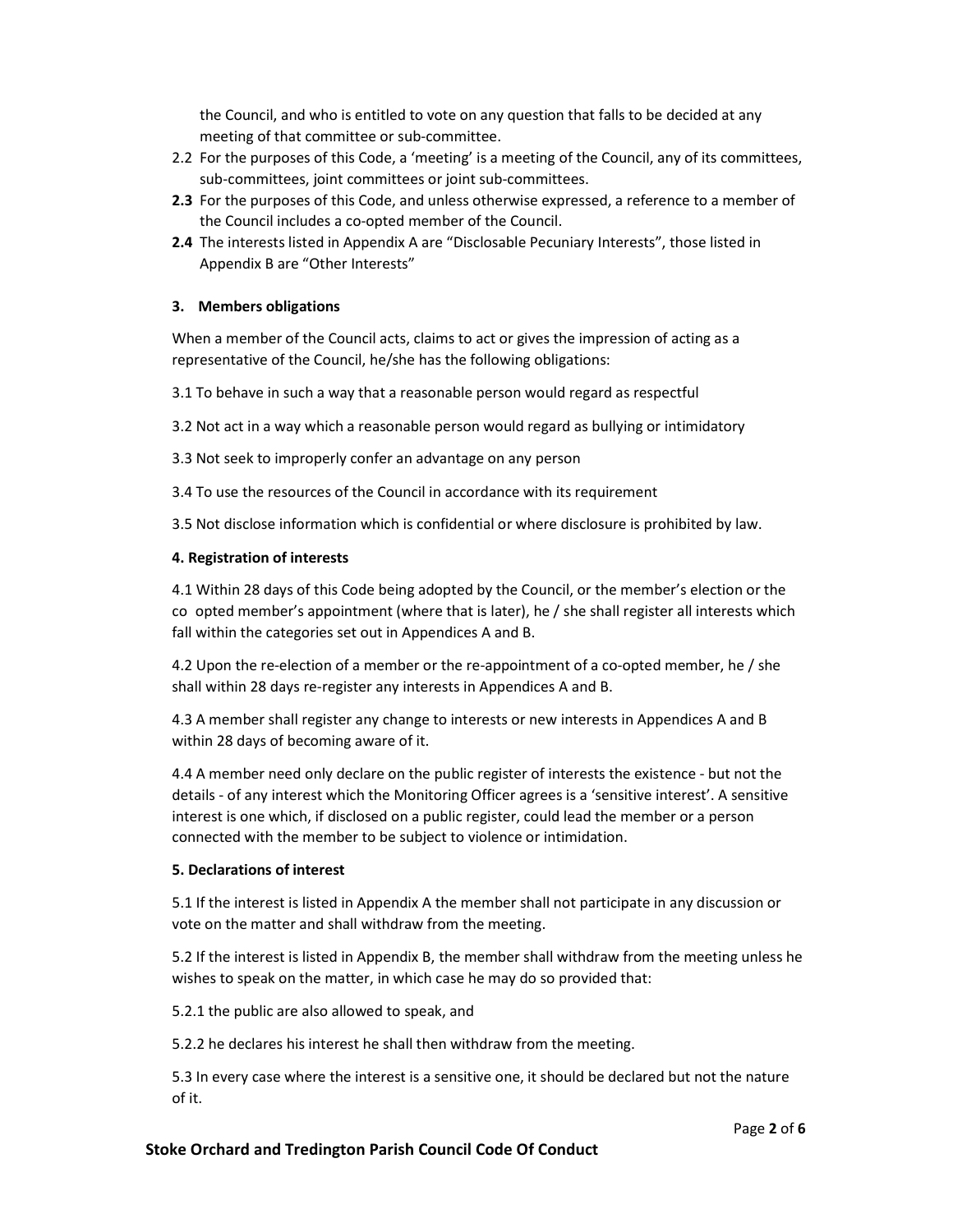the Council, and who is entitled to vote on any question that falls to be decided at any meeting of that committee or sub-committee.

2.2 For the purposes of this Code, a 'meeting' is a meeting of the Council, any of its committees, sub-committees, joint committees or joint sub-committees.

**2.3** For the purposes of this Code, and unless otherwise expressed, a reference to a member of the Council includes a co-opted member of the Council.

**2.4** The interests listed in Appendix A are "Disclosable Pecuniary Interests", those listed in Appendix B are "Other Interests"

### 3. Members obligations

When a member of the Council acts, claims to act or gives the impression of acting as a representative of the Council, he/she has the following obligations:

3.1 To behave in such a way that a reasonable person would regard as respectful

3.2 Not act in a way which a reasonable person would regard as bullying or intimidatory

3.3 Not seek to improperly confer an advantage on any person

3.4 To use the resources of the Council in accordance with its requirement

3.5 Not disclose information which is confidential or where disclosure is prohibited by law.

### 4. Registration of interests

4.1 Within 28 days of this Code being adopted by the Council, or the member's election or the co opted member's appointment (where that is later), he / she shall register all interests which fall within the categories set out in Appendices A and B.

4.2 Upon the re-election of a member or the re-appointment of a co-opted member, he / she shall within 28 days re-register any interests in Appendices A and B.

4.3 A member shall register any change to interests or new interests in Appendices A and B within 28 days of becoming aware of it.

4.4 A member need only declare on the public register of interests the existence - but not the details - of any interest which the Monitoring Officer agrees is a 'sensitive interest'. A sensitive interest is one which, if disclosed on a public register, could lead the member or a person connected with the member to be subject to violence or intimidation.

### 5. Declarations of interest

5.1 If the interest is listed in Appendix A the member shall not participate in any discussion or vote on the matter and shall withdraw from the meeting.

5.2 If the interest is listed in Appendix B, the member shall withdraw from the meeting unless he wishes to speak on the matter, in which case he may do so provided that:

5.2.1 the public are also allowed to speak, and

5.2.2 he declares his interest he shall then withdraw from the meeting.

5.3 In every case where the interest is a sensitive one, it should be declared but not the nature of it.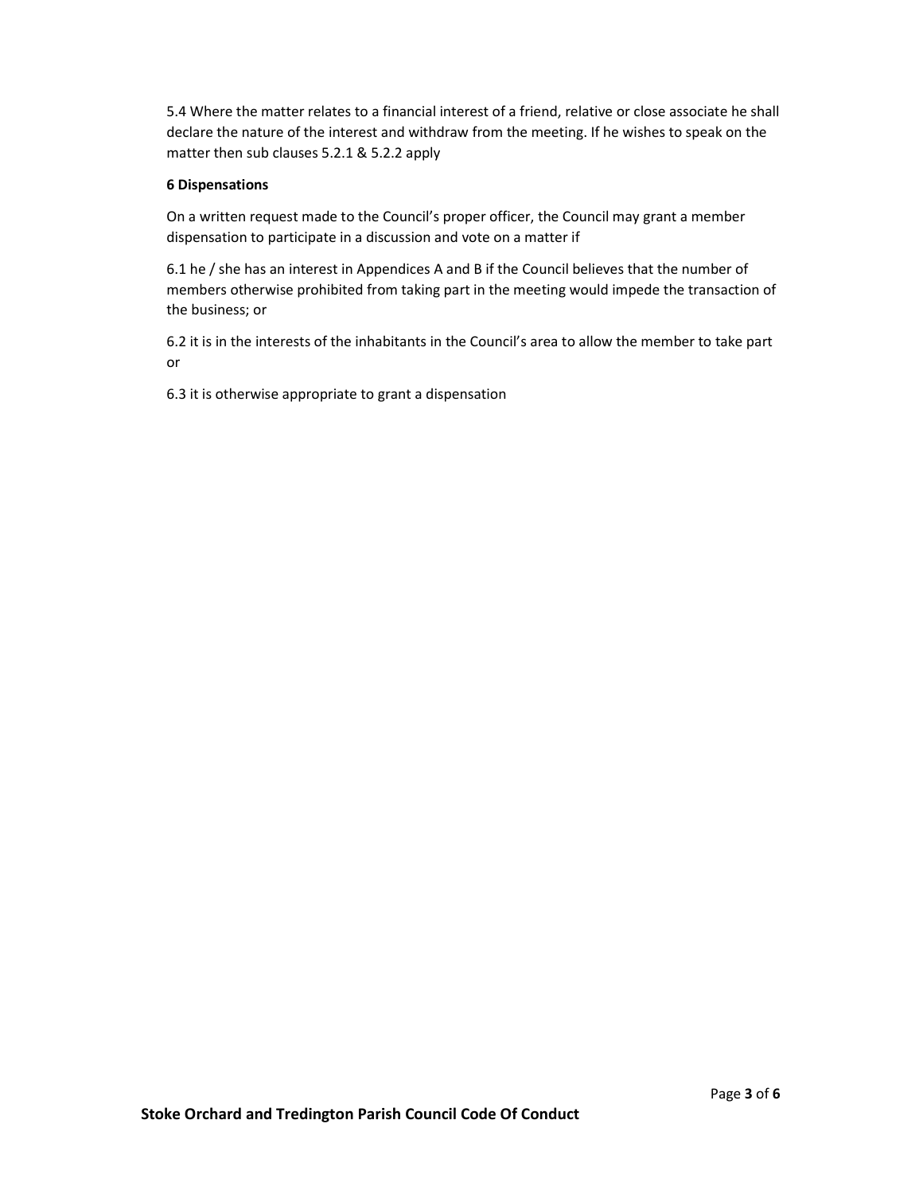5.4 Where the matter relates to a financial interest of a friend, relative or close associate he shall declare the nature of the interest and withdraw from the meeting. If he wishes to speak on the matter then sub clauses 5.2.1 & 5.2.2 apply

**6 Dispensations**

On a written request made to the Council's proper officer, the Council may grant a member dispensation to participate in a discussion and vote on a matter if

6.1 he / she has an interest in Appendices A and B if the Council believes that the number of members otherwise prohibited from taking part in the meeting would impede the transaction of the business; or

6.2 it is in the interests of the inhabitants in the Council's area to allow the member to take part or

6.3 it is otherwise appropriate to grant a dispensation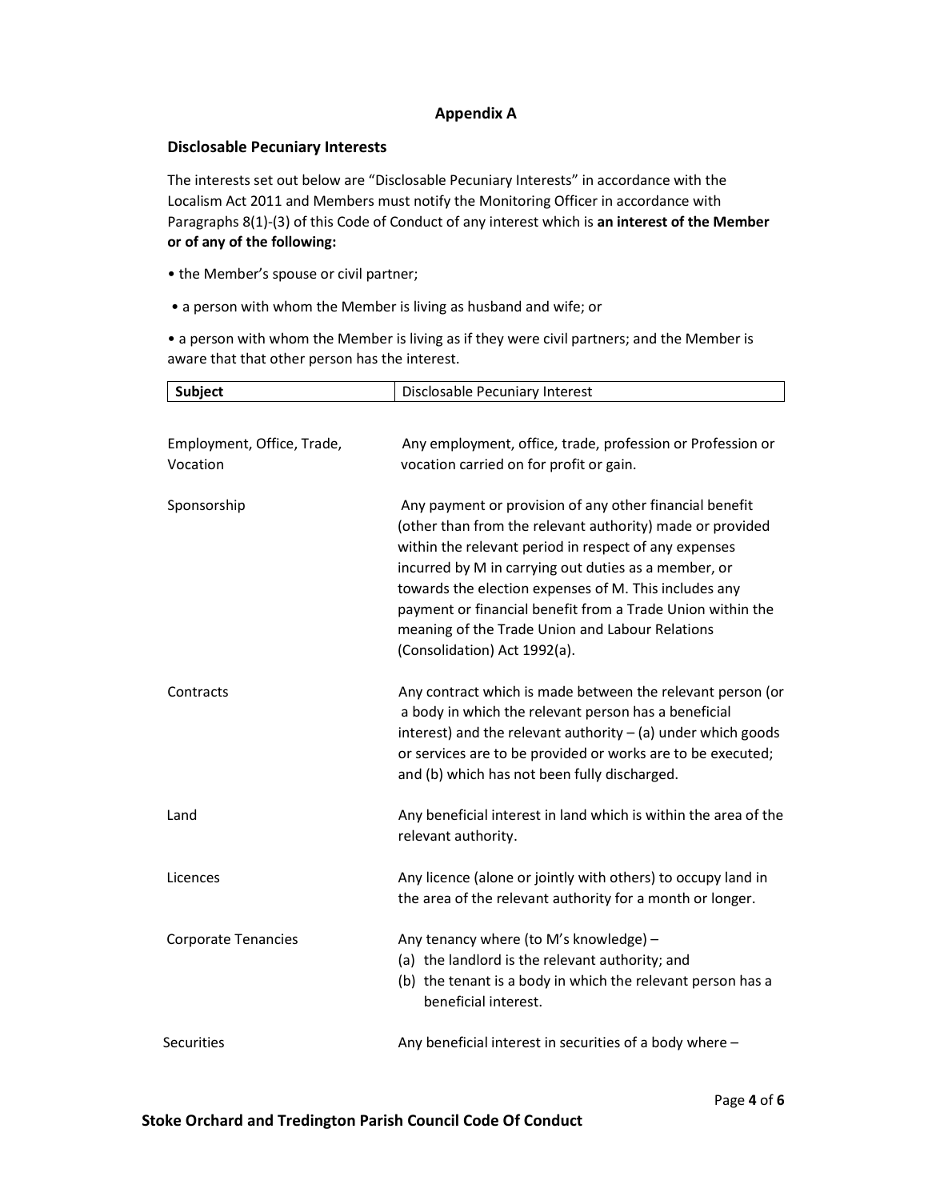## Appendix A

### Disclosable Pecuniary Interests

The interests set out below are "Disclosable Pecuniary Interests" in accordance with the Localism Act 2011 and Members must notify the Monitoring Officer in accordance with Paragraphs 8(1)-(3) of this Code of Conduct of any interest which is **an interest of the Member or of any of the following:**

- the Member's spouse or civil partner;
- a person with whom the Member is living as husband and wife; or
- a person with whom the Member is living as if they were civil partners; and the Member is aware that that other person has the interest.

| **Subject** | Disclosable Pecuniary Interest |
|---|---|
| Employment, Office, Trade, Vocation | Any employment, office, trade, profession or Profession or vocation carried on for profit or gain. |
| Sponsorship | Any payment or provision of any other financial benefit (other than from the relevant authority) made or provided within the relevant period in respect of any expenses incurred by M in carrying out duties as a member, or towards the election expenses of M. This includes any payment or financial benefit from a Trade Union within the meaning of the Trade Union and Labour Relations (Consolidation) Act 1992(a). |
| Contracts | Any contract which is made between the relevant person (or a body in which the relevant person has a beneficial interest) and the relevant authority – (a) under which goods or services are to be provided or works are to be executed; and (b) which has not been fully discharged. |
| Land | Any beneficial interest in land which is within the area of the relevant authority. |
| Licences | Any licence (alone or jointly with others) to occupy land in the area of the relevant authority for a month or longer. |
| Corporate Tenancies | Any tenancy where (to M's knowledge) – (a) the landlord is the relevant authority; and (b) the tenant is a body in which the relevant person has a beneficial interest. |
| Securities | Any beneficial interest in securities of a body where – |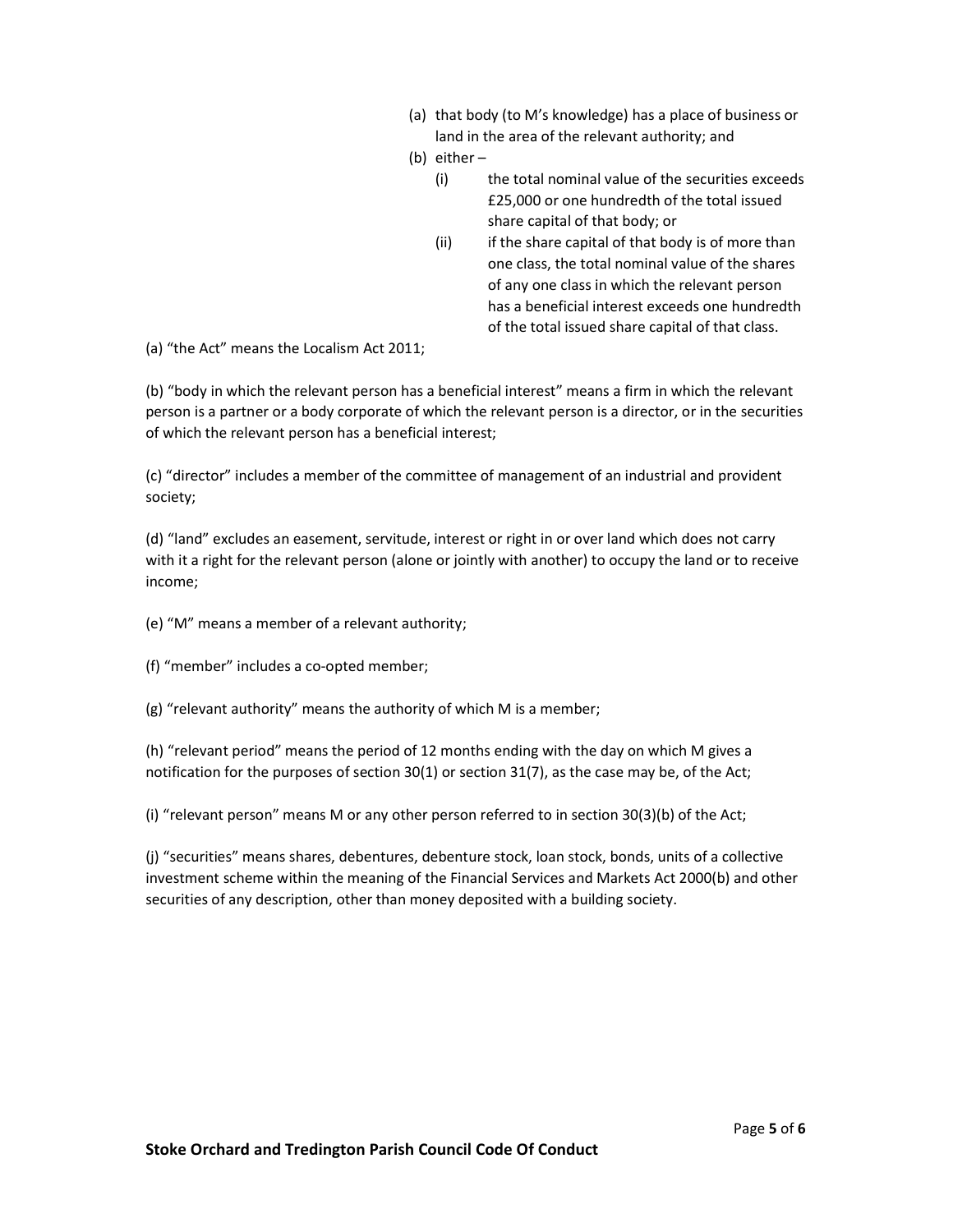(a) that body (to M's knowledge) has a place of business or land in the area of the relevant authority; and

(b) either –

  (i) the total nominal value of the securities exceeds £25,000 or one hundredth of the total issued share capital of that body; or

  (ii) if the share capital of that body is of more than one class, the total nominal value of the shares of any one class in which the relevant person has a beneficial interest exceeds one hundredth of the total issued share capital of that class.

(a) "the Act" means the Localism Act 2011;

(b) "body in which the relevant person has a beneficial interest" means a firm in which the relevant person is a partner or a body corporate of which the relevant person is a director, or in the securities of which the relevant person has a beneficial interest;

(c) "director" includes a member of the committee of management of an industrial and provident society;

(d) "land" excludes an easement, servitude, interest or right in or over land which does not carry with it a right for the relevant person (alone or jointly with another) to occupy the land or to receive income;

(e) "M" means a member of a relevant authority;

(f) "member" includes a co-opted member;

(g) "relevant authority" means the authority of which M is a member;

(h) "relevant period" means the period of 12 months ending with the day on which M gives a notification for the purposes of section 30(1) or section 31(7), as the case may be, of the Act;

(i) "relevant person" means M or any other person referred to in section 30(3)(b) of the Act;

(j) "securities" means shares, debentures, debenture stock, loan stock, bonds, units of a collective investment scheme within the meaning of the Financial Services and Markets Act 2000(b) and other securities of any description, other than money deposited with a building society.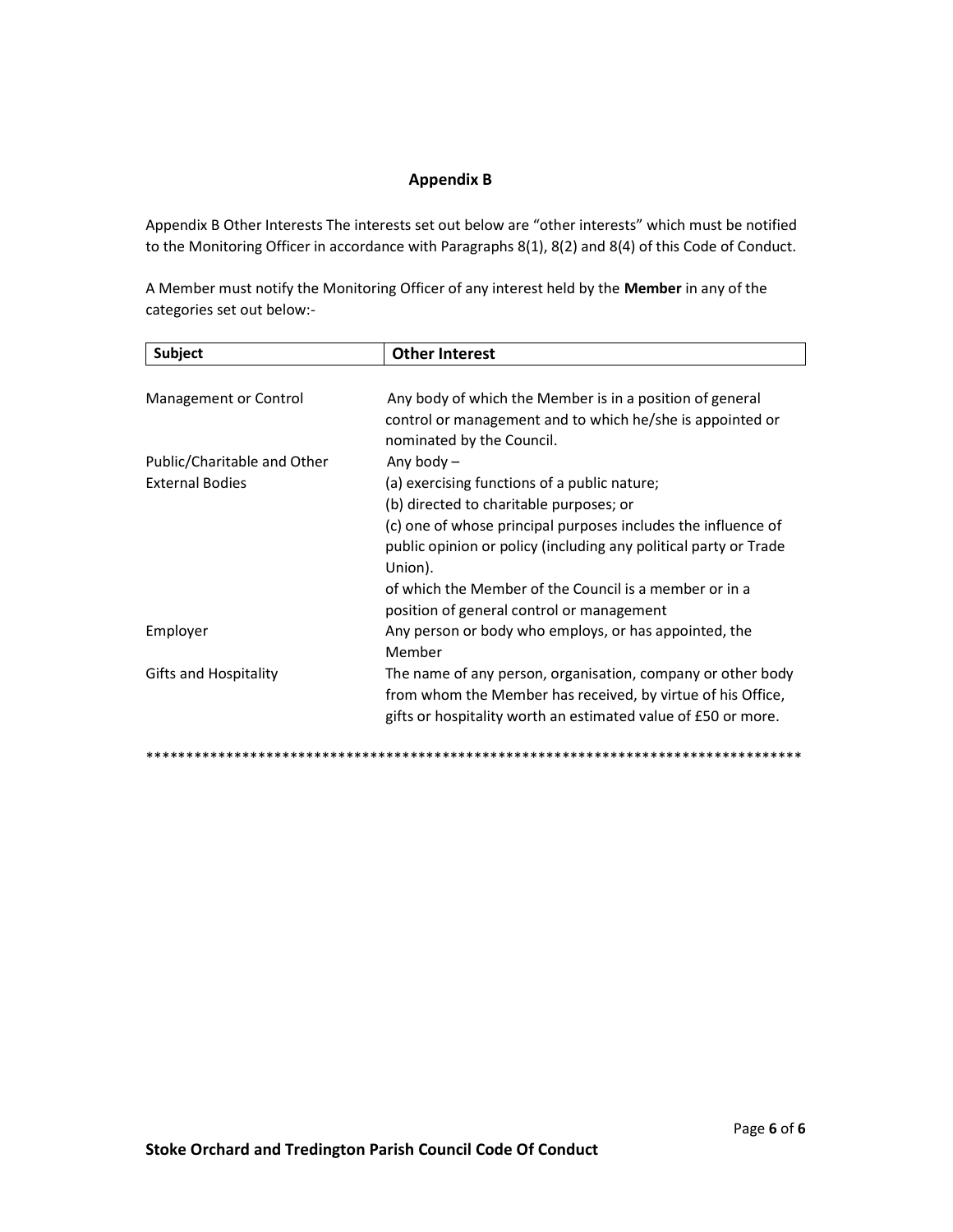## Appendix B

Appendix B Other Interests The interests set out below are "other interests" which must be notified to the Monitoring Officer in accordance with Paragraphs 8(1), 8(2) and 8(4) of this Code of Conduct.

A Member must notify the Monitoring Officer of any interest held by the **Member** in any of the categories set out below:-

| Subject | Other Interest |
|---|---|
| Management or Control | Any body of which the Member is in a position of general control or management and to which he/she is appointed or nominated by the Council. |
| Public/Charitable and Other External Bodies | Any body –<br>(a) exercising functions of a public nature;<br>(b) directed to charitable purposes; or<br>(c) one of whose principal purposes includes the influence of public opinion or policy (including any political party or Trade Union).<br>of which the Member of the Council is a member or in a position of general control or management |
| Employer | Any person or body who employs, or has appointed, the Member |
| Gifts and Hospitality | The name of any person, organisation, company or other body from whom the Member has received, by virtue of his Office, gifts or hospitality worth an estimated value of £50 or more. |

************************************************************************************